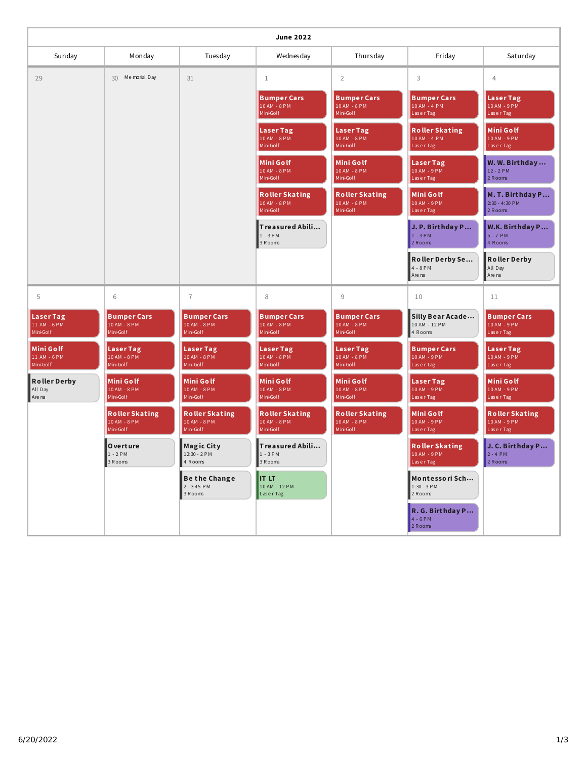# June 2022

| Sunday | Monday | Tuesday | Wednesday | Thursday | Friday | Saturday |
|---|---|---|---|---|---|---|
| 29 | 30 Memorial Day | 31 | 1<br>**Bumper Cars** 10 AM - 8 PM Mini-Golf<br>**Laser Tag** 10 AM - 8 PM Mini-Golf<br>**Mini Golf** 10 AM - 8 PM Mini-Golf<br>**Roller Skating** 10 AM - 8 PM Mini-Golf<br>**Treasured Abili...** 1 - 3 PM 3 Rooms | 2<br>**Bumper Cars** 10 AM - 8 PM Mini-Golf<br>**Laser Tag** 10 AM - 8 PM Mini-Golf<br>**Mini Golf** 10 AM - 8 PM Mini-Golf<br>**Roller Skating** 10 AM - 8 PM Mini-Golf | 3<br>**Bumper Cars** 10 AM - 4 PM Laser Tag<br>**Roller Skating** 10 AM - 4 PM Laser Tag<br>**Laser Tag** 10 AM - 9 PM Laser Tag<br>**Mini Golf** 10 AM - 9 PM Laser Tag<br>**J. P. Birthday P...** 1 - 3 PM 2 Rooms<br>**Roller Derby Se...** 4 - 8 PM Arena | 4<br>**Laser Tag** 10 AM - 9 PM Laser Tag<br>**Mini Golf** 10 AM - 9 PM Laser Tag<br>**W. W. Birthday ...** 12 - 2 PM 2 Rooms<br>**M. T. Birthday P...** 2:30 - 4:30 PM 2 Rooms<br>**W.K. Birthday P...** 5 - 7 PM 4 Rooms<br>**Roller Derby** All Day Arena |
| 5<br>**Laser Tag** 11 AM - 6 PM Mini-Golf<br>**Mini Golf** 11 AM - 6 PM Mini-Golf<br>**Roller Derby** All Day Arena | 6<br>**Bumper Cars** 10 AM - 8 PM Mini-Golf<br>**Laser Tag** 10 AM - 8 PM Mini-Golf<br>**Mini Golf** 10 AM - 8 PM Mini-Golf<br>**Roller Skating** 10 AM - 8 PM Mini-Golf<br>**Overture** 1 - 2 PM 3 Rooms | 7<br>**Bumper Cars** 10 AM - 8 PM Mini-Golf<br>**Laser Tag** 10 AM - 8 PM Mini-Golf<br>**Mini Golf** 10 AM - 8 PM Mini-Golf<br>**Roller Skating** 10 AM - 8 PM Mini-Golf<br>**Magic City** 12:30 - 2 PM 4 Rooms<br>**Be the Change** 2 - 3:45 PM 3 Rooms | 8<br>**Bumper Cars** 10 AM - 8 PM Mini-Golf<br>**Laser Tag** 10 AM - 8 PM Mini-Golf<br>**Mini Golf** 10 AM - 8 PM Mini-Golf<br>**Roller Skating** 10 AM - 8 PM Mini-Golf<br>**Treasured Abili...** 1 - 3 PM 3 Rooms<br>**IT LT** 10 AM - 12 PM Laser Tag | 9<br>**Bumper Cars** 10 AM - 8 PM Mini-Golf<br>**Laser Tag** 10 AM - 8 PM Mini-Golf<br>**Mini Golf** 10 AM - 8 PM Mini-Golf<br>**Roller Skating** 10 AM - 8 PM Mini-Golf | 10<br>**Silly Bear Acade...** 10 AM - 12 PM 4 Rooms<br>**Bumper Cars** 10 AM - 9 PM Laser Tag<br>**Laser Tag** 10 AM - 9 PM Laser Tag<br>**Mini Golf** 10 AM - 9 PM Laser Tag<br>**Roller Skating** 10 AM - 9 PM Laser Tag<br>**Montessori Sch...** 1:30 - 3 PM 2 Rooms<br>**R. G. Birthday P...** 4 - 6 PM 2 Rooms | 11<br>**Bumper Cars** 10 AM - 9 PM Laser Tag<br>**Laser Tag** 10 AM - 9 PM Laser Tag<br>**Mini Golf** 10 AM - 9 PM Laser Tag<br>**Roller Skating** 10 AM - 9 PM Laser Tag<br>**J. C. Birthday P...** 2 - 4 PM 2 Rooms |

6/20/2022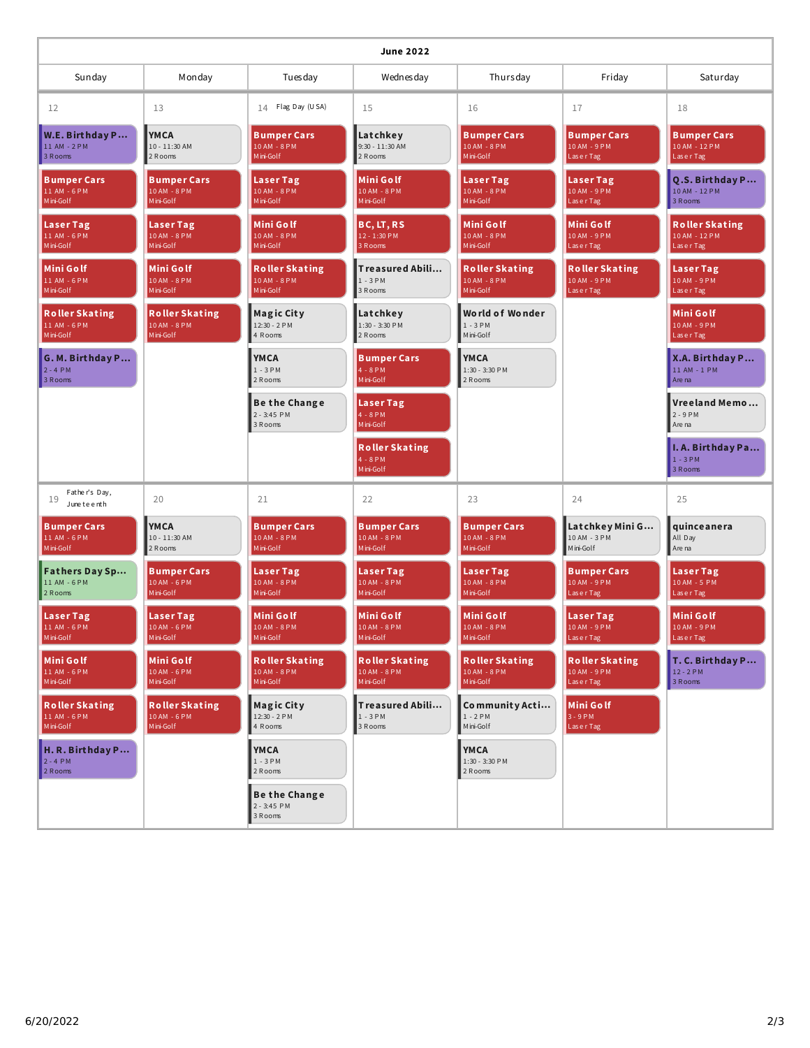# June 2022

| Sunday | Monday | Tuesday | Wednesday | Thursday | Friday | Saturday |
|---|---|---|---|---|---|---|
| 12 | 13 | 14 Flag Day (USA) | 15 | 16 | 17 | 18 |
| **W.E. Birthday P...** 11 AM - 2 PM 3 Rooms | **YMCA** 10 - 11:30 AM 2 Rooms | **Bumper Cars** 10 AM - 8 PM Mini-Golf | **Latchkey** 9:30 - 11:30 AM 2 Rooms | **Bumper Cars** 10 AM - 8 PM Mini-Golf | **Bumper Cars** 10 AM - 9 PM Laser Tag | **Bumper Cars** 10 AM - 12 PM Laser Tag |
| **Bumper Cars** 11 AM - 6 PM Mini-Golf | **Bumper Cars** 10 AM - 8 PM Mini-Golf | **Laser Tag** 10 AM - 8 PM Mini-Golf | **Mini Golf** 10 AM - 8 PM Mini-Golf | **Laser Tag** 10 AM - 8 PM Mini-Golf | **Laser Tag** 10 AM - 9 PM Laser Tag | **Q.S. Birthday P...** 10 AM - 12 PM 3 Rooms |
| **Laser Tag** 11 AM - 6 PM Mini-Golf | **Laser Tag** 10 AM - 8 PM Mini-Golf | **Mini Golf** 10 AM - 8 PM Mini-Golf | **BC, LT, RS** 12 - 1:30 PM 3 Rooms | **Mini Golf** 10 AM - 8 PM Mini-Golf | **Mini Golf** 10 AM - 9 PM Laser Tag | **Roller Skating** 10 AM - 12 PM Laser Tag |
| **Mini Golf** 11 AM - 6 PM Mini-Golf | **Mini Golf** 10 AM - 8 PM Mini-Golf | **Roller Skating** 10 AM - 8 PM Mini-Golf | **Treasured Abili...** 1 - 3 PM 3 Rooms | **Roller Skating** 10 AM - 8 PM Mini-Golf | **Roller Skating** 10 AM - 9 PM Laser Tag | **Laser Tag** 10 AM - 9 PM Laser Tag |
| **Roller Skating** 11 AM - 6 PM Mini-Golf | **Roller Skating** 10 AM - 8 PM Mini-Golf | **Magic City** 12:30 - 2 PM 4 Rooms | **Latchkey** 1:30 - 3:30 PM 2 Rooms | **World of Wonder** 1 - 3 PM Mini-Golf | | **Mini Golf** 10 AM - 9 PM Laser Tag |
| **G. M. Birthday P...** 2 - 4 PM 3 Rooms | | **YMCA** 1 - 3 PM 2 Rooms | **Bumper Cars** 4 - 8 PM Mini-Golf | **YMCA** 1:30 - 3:30 PM 2 Rooms | | **X.A. Birthday P...** 11 AM - 1 PM Arena |
| | | **Be the Change** 2 - 3:45 PM 3 Rooms | **Laser Tag** 4 - 8 PM Mini-Golf | | | **Vreeland Memo...** 2 - 9 PM Arena |
| | | | **Roller Skating** 4 - 8 PM Mini-Golf | | | **I. A. Birthday Pa...** 1 - 3 PM 3 Rooms |
| 19 Father's Day, Juneteenth | 20 | 21 | 22 | 23 | 24 | 25 |
| **Bumper Cars** 11 AM - 6 PM Mini-Golf | **YMCA** 10 - 11:30 AM 2 Rooms | **Bumper Cars** 10 AM - 8 PM Mini-Golf | **Bumper Cars** 10 AM - 8 PM Mini-Golf | **Bumper Cars** 10 AM - 8 PM Mini-Golf | **Latchkey Mini G...** 10 AM - 3 PM Mini-Golf | **quinceanera** All Day Arena |
| **Fathers Day Sp...** 11 AM - 6 PM 2 Rooms | **Bumper Cars** 10 AM - 6 PM Mini-Golf | **Laser Tag** 10 AM - 8 PM Mini-Golf | **Laser Tag** 10 AM - 8 PM Mini-Golf | **Laser Tag** 10 AM - 8 PM Mini-Golf | **Bumper Cars** 10 AM - 9 PM Laser Tag | **Laser Tag** 10 AM - 5 PM Laser Tag |
| **Laser Tag** 11 AM - 6 PM Mini-Golf | **Laser Tag** 10 AM - 6 PM Mini-Golf | **Mini Golf** 10 AM - 8 PM Mini-Golf | **Mini Golf** 10 AM - 8 PM Mini-Golf | **Mini Golf** 10 AM - 8 PM Mini-Golf | **Laser Tag** 10 AM - 9 PM Laser Tag | **Mini Golf** 10 AM - 9 PM Laser Tag |
| **Mini Golf** 11 AM - 6 PM Mini-Golf | **Mini Golf** 10 AM - 6 PM Mini-Golf | **Roller Skating** 10 AM - 8 PM Mini-Golf | **Roller Skating** 10 AM - 8 PM Mini-Golf | **Roller Skating** 10 AM - 8 PM Mini-Golf | **Roller Skating** 10 AM - 9 PM Laser Tag | **T. C. Birthday P...** 12 - 2 PM 3 Rooms |
| **Roller Skating** 11 AM - 6 PM Mini-Golf | **Roller Skating** 10 AM - 6 PM Mini-Golf | **Magic City** 12:30 - 2 PM 4 Rooms | **Treasured Abili...** 1 - 3 PM 3 Rooms | **Community Acti...** 1 - 2 PM Mini-Golf | **Mini Golf** 3 - 9 PM Laser Tag | |
| **H. R. Birthday P...** 2 - 4 PM 2 Rooms | | **YMCA** 1 - 3 PM 2 Rooms | | **YMCA** 1:30 - 3:30 PM 2 Rooms | | |
| | | **Be the Change** 2 - 3:45 PM 3 Rooms | | | | |

6/20/2022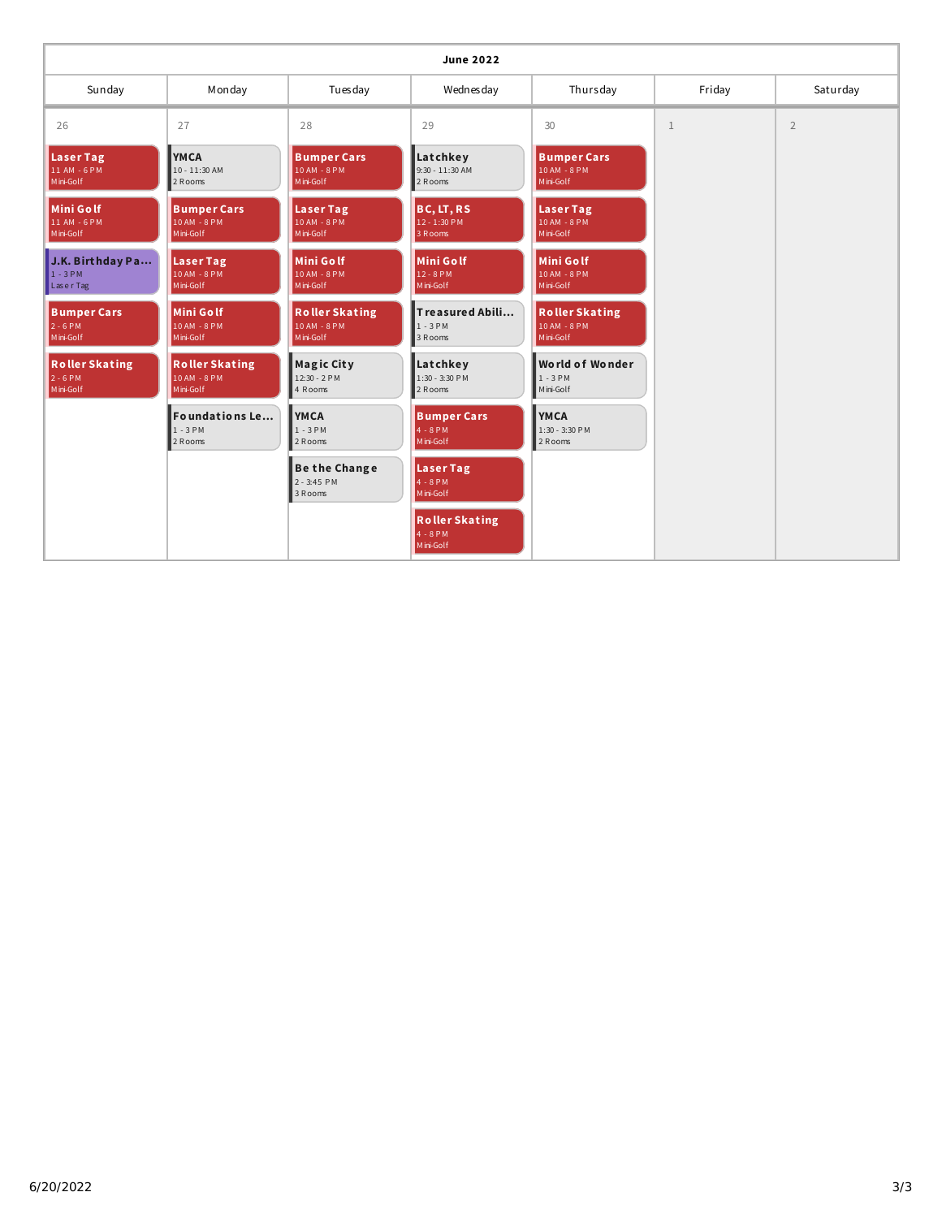## June 2022

| Sunday | Monday | Tuesday | Wednesday | Thursday | Friday | Saturday |
|---|---|---|---|---|---|---|
| 26 | 27 | 28 | 29 | 30 | 1 | 2 |
| **Laser Tag** 11 AM - 6 PM Mini-Golf | **YMCA** 10 - 11:30 AM 2 Rooms | **Bumper Cars** 10 AM - 8 PM Mini-Golf | **Latchkey** 9:30 - 11:30 AM 2 Rooms | **Bumper Cars** 10 AM - 8 PM Mini-Golf | | |
| **Mini Golf** 11 AM - 6 PM Mini-Golf | **Bumper Cars** 10 AM - 8 PM Mini-Golf | **Laser Tag** 10 AM - 8 PM Mini-Golf | **BC, LT, RS** 12 - 1:30 PM 3 Rooms | **Laser Tag** 10 AM - 8 PM Mini-Golf | | |
| **J.K. Birthday Pa...** 1 - 3 PM Laser Tag | **Laser Tag** 10 AM - 8 PM Mini-Golf | **Mini Golf** 10 AM - 8 PM Mini-Golf | **Mini Golf** 12 - 8 PM Mini-Golf | **Mini Golf** 10 AM - 8 PM Mini-Golf | | |
| **Bumper Cars** 2 - 6 PM Mini-Golf | **Mini Golf** 10 AM - 8 PM Mini-Golf | **Roller Skating** 10 AM - 8 PM Mini-Golf | **Treasured Abili...** 1 - 3 PM 3 Rooms | **Roller Skating** 10 AM - 8 PM Mini-Golf | | |
| **Roller Skating** 2 - 6 PM Mini-Golf | **Roller Skating** 10 AM - 8 PM Mini-Golf | **Magic City** 12:30 - 2 PM 4 Rooms | **Latchkey** 1:30 - 3:30 PM 2 Rooms | **World of Wonder** 1 - 3 PM Mini-Golf | | |
| | **Foundations Le...** 1 - 3 PM 2 Rooms | **YMCA** 1 - 3 PM 2 Rooms | **Bumper Cars** 4 - 8 PM Mini-Golf | **YMCA** 1:30 - 3:30 PM 2 Rooms | | |
| | | **Be the Change** 2 - 3:45 PM 3 Rooms | **Laser Tag** 4 - 8 PM Mini-Golf | | | |
| | | | **Roller Skating** 4 - 8 PM Mini-Golf | | | |

6/20/2022